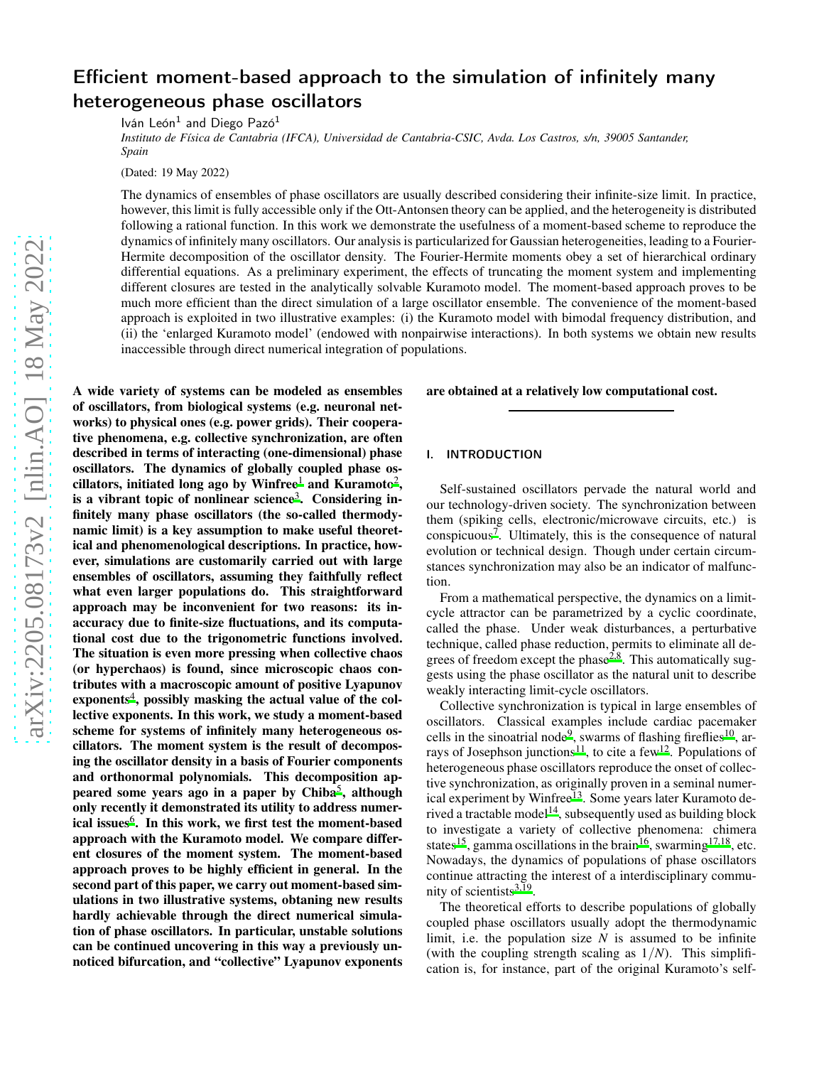# Efficient moment-based approach to the simulation of infinitely many heterogeneous phase oscillators

Iván León[1] and Diego Pazó[1]

*Instituto de Física de Cantabria (IFCA), Universidad de Cantabria-CSIC, Avda. Los Castros, s/n, 39005 Santander, Spain*

(Dated: 19 May 2022)

The dynamics of ensembles of phase oscillators are usually described considering their infinite-size limit. In practice, however, this limit is fully accessible only if the Ott-Antonsen theory can be applied, and the heterogeneity is distributed following a rational function. In this work we demonstrate the usefulness of a moment-based scheme to reproduce the dynamics of infinitely many oscillators. Our analysis is particularized for Gaussian heterogeneities, leading to a Fourier-Hermite decomposition of the oscillator density. The Fourier-Hermite moments obey a set of hierarchical ordinary differential equations. As a preliminary experiment, the effects of truncating the moment system and implementing different closures are tested in the analytically solvable Kuramoto model. The moment-based approach proves to be much more efficient than the direct simulation of a large oscillator ensemble. The convenience of the moment-based approach is exploited in two illustrative examples: (i) the Kuramoto model with bimodal frequency distribution, and (ii) the 'enlarged Kuramoto model' (endowed with nonpairwise interactions). In both systems we obtain new results inaccessible through direct numerical integration of populations.

**A wide variety of systems can be modeled as ensembles of oscillators, from biological systems (e.g. neuronal networks) to physical ones (e.g. power grids). Their cooperative phenomena, e.g. collective synchronization, are often described in terms of interacting (one-dimensional) phase oscillators. The dynamics of globally coupled phase oscillators, initiated long ago by Winfree[1] and Kuramoto[2], is a vibrant topic of nonlinear science[3]. Considering infinitely many phase oscillators (the so-called thermodynamic limit) is a key assumption to make useful theoretical and phenomenological descriptions. In practice, however, simulations are customarily carried out with large ensembles of oscillators, assuming they faithfully reflect what even larger populations do. This straightforward approach may be inconvenient for two reasons: its inaccuracy due to finite-size fluctuations, and its computational cost due to the trigonometric functions involved. The situation is even more pressing when collective chaos (or hyperchaos) is found, since microscopic chaos contributes with a macroscopic amount of positive Lyapunov exponents[4], possibly masking the actual value of the collective exponents. In this work, we study a moment-based scheme for systems of infinitely many heterogeneous oscillators. The moment system is the result of decomposing the oscillator density in a basis of Fourier components and orthonormal polynomials. This decomposition appeared some years ago in a paper by Chiba[5], although only recently it demonstrated its utility to address numerical issues[6]. In this work, we first test the moment-based approach with the Kuramoto model. We compare different closures of the moment system. The moment-based approach proves to be highly efficient in general. In the second part of this paper, we carry out moment-based simulations in two illustrative systems, obtaining new results hardly achievable through the direct numerical simulation of phase oscillators. In particular, unstable solutions can be continued uncovering in this way a previously unnoticed bifurcation, and "collective" Lyapunov exponents are obtained at a relatively low computational cost.**

## I. INTRODUCTION

Self-sustained oscillators pervade the natural world and our technology-driven society. The synchronization between them (spiking cells, electronic/microwave circuits, etc.) is conspicuous[7]. Ultimately, this is the consequence of natural evolution or technical design. Though under certain circumstances synchronization may also be an indicator of malfunction.

From a mathematical perspective, the dynamics on a limit-cycle attractor can be parametrized by a cyclic coordinate, called the phase. Under weak disturbances, a perturbative technique, called phase reduction, permits to eliminate all degrees of freedom except the phase[2,8]. This automatically suggests using the phase oscillator as the natural unit to describe weakly interacting limit-cycle oscillators.

Collective synchronization is typical in large ensembles of oscillators. Classical examples include cardiac pacemaker cells in the sinoatrial node[9], swarms of flashing fireflies[10], arrays of Josephson junctions[11], to cite a few[12]. Populations of heterogeneous phase oscillators reproduce the onset of collective synchronization, as originally proven in a seminal numerical experiment by Winfree[13]. Some years later Kuramoto derived a tractable model[14], subsequently used as building block to investigate a variety of collective phenomena: chimera states[15], gamma oscillations in the brain[16], swarming[17,18], etc. Nowadays, the dynamics of populations of phase oscillators continue attracting the interest of a interdisciplinary community of scientists[3,19].

The theoretical efforts to describe populations of globally coupled phase oscillators usually adopt the thermodynamic limit, i.e. the population size $N$ is assumed to be infinite (with the coupling strength scaling as $1/N$). This simplification is, for instance, part of the original Kuramoto's self-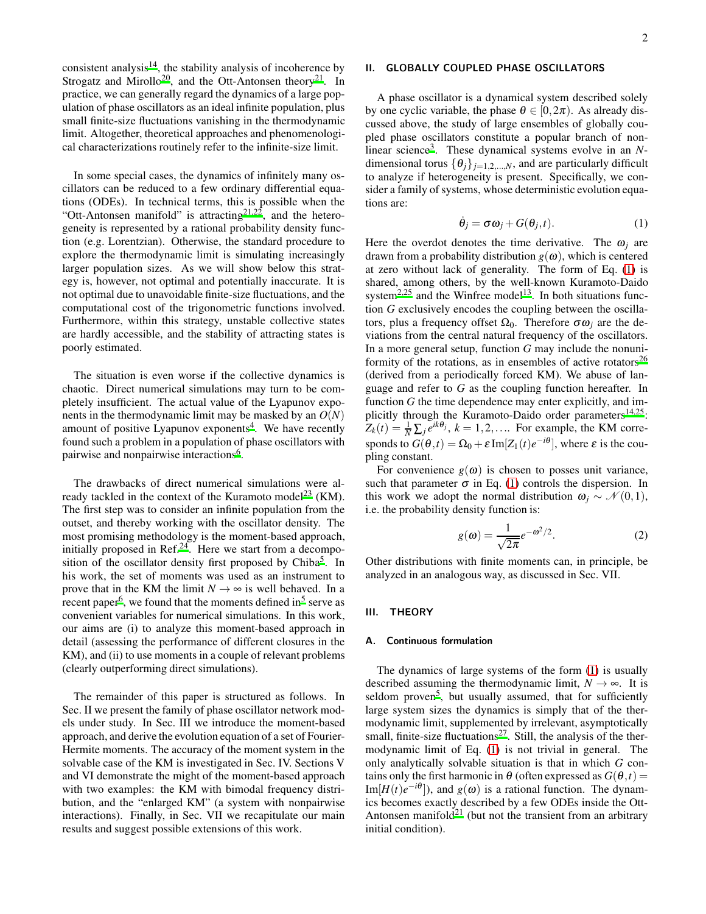consistent analysis[14], the stability analysis of incoherence by Strogatz and Mirollo[20], and the Ott-Antonsen theory[21]. In practice, we can generally regard the dynamics of a large population of phase oscillators as an ideal infinite population, plus small finite-size fluctuations vanishing in the thermodynamic limit. Altogether, theoretical approaches and phenomenological characterizations routinely refer to the infinite-size limit.

In some special cases, the dynamics of infinitely many oscillators can be reduced to a few ordinary differential equations (ODEs). In technical terms, this is possible when the "Ott-Antonsen manifold" is attracting[21,22], and the heterogeneity is represented by a rational probability density function (e.g. Lorentzian). Otherwise, the standard procedure to explore the thermodynamic limit is simulating increasingly larger population sizes. As we will show below this strategy is, however, not optimal and potentially inaccurate. It is not optimal due to unavoidable finite-size fluctuations, and the computational cost of the trigonometric functions involved. Furthermore, within this strategy, unstable collective states are hardly accessible, and the stability of attracting states is poorly estimated.

The situation is even worse if the collective dynamics is chaotic. Direct numerical simulations may turn to be completely insufficient. The actual value of the Lyapunov exponents in the thermodynamic limit may be masked by an $O(N)$ amount of positive Lyapunov exponents[4]. We have recently found such a problem in a population of phase oscillators with pairwise and nonpairwise interactions[6].

The drawbacks of direct numerical simulations were already tackled in the context of the Kuramoto model[23] (KM). The first step was to consider an infinite population from the outset, and thereby working with the oscillator density. The most promising methodology is the moment-based approach, initially proposed in Ref.[24]. Here we start from a decomposition of the oscillator density first proposed by Chiba[5]. In his work, the set of moments was used as an instrument to prove that in the KM the limit $N \to \infty$ is well behaved. In a recent paper[6], we found that the moments defined in[5] serve as convenient variables for numerical simulations. In this work, our aims are (i) to analyze this moment-based approach in detail (assessing the performance of different closures in the KM), and (ii) to use moments in a couple of relevant problems (clearly outperforming direct simulations).

The remainder of this paper is structured as follows. In Sec. II we present the family of phase oscillator network models under study. In Sec. III we introduce the moment-based approach, and derive the evolution equation of a set of Fourier-Hermite moments. The accuracy of the moment system in the solvable case of the KM is investigated in Sec. IV. Sections V and VI demonstrate the might of the moment-based approach with two examples: the KM with bimodal frequency distribution, and the "enlarged KM" (a system with nonpairwise interactions). Finally, in Sec. VII we recapitulate our main results and suggest possible extensions of this work.

## II. GLOBALLY COUPLED PHASE OSCILLATORS

A phase oscillator is a dynamical system described solely by one cyclic variable, the phase $\theta \in [0, 2\pi)$. As already discussed above, the study of large ensembles of globally coupled phase oscillators constitute a popular branch of nonlinear science[3]. These dynamical systems evolve in an $N$-dimensional torus $\{\theta_j\}_{j=1,2,\ldots,N}$, and are particularly difficult to analyze if heterogeneity is present. Specifically, we consider a family of systems, whose deterministic evolution equations are:

$$\dot{\theta}_j = \sigma \omega_j + G(\theta_j, t). \tag{1}$$

Here the overdot denotes the time derivative. The $\omega_j$ are drawn from a probability distribution $g(\omega)$, which is centered at zero without lack of generality. The form of Eq. (1) is shared, among others, by the well-known Kuramoto-Daido system[2,25] and the Winfree model[13]. In both situations function $G$ exclusively encodes the coupling between the oscillators, plus a frequency offset $\Omega_0$. Therefore $\sigma\omega_j$ are the deviations from the central natural frequency of the oscillators. In a more general setup, function $G$ may include the nonuniformity of the rotations, as in ensembles of active rotators[26] (derived from a periodically forced KM). We abuse of language and refer to $G$ as the coupling function hereafter. In function $G$ the time dependence may enter explicitly, and implicitly through the Kuramoto-Daido order parameters[14,25]: $Z_k(t) = \frac{1}{N}\sum_j e^{ik\theta_j}$, $k = 1, 2, \ldots$. For example, the KM corresponds to $G(\theta, t) = \Omega_0 + \varepsilon\,\mathrm{Im}[Z_1(t)e^{-i\theta}]$, where $\varepsilon$ is the coupling constant.

For convenience $g(\omega)$ is chosen to posses unit variance, such that parameter $\sigma$ in Eq. (1) controls the dispersion. In this work we adopt the normal distribution $\omega_j \sim \mathcal{N}(0,1)$, i.e. the probability density function is:

$$g(\omega) = \frac{1}{\sqrt{2\pi}} e^{-\omega^2/2}. \tag{2}$$

Other distributions with finite moments can, in principle, be analyzed in an analogous way, as discussed in Sec. VII.

## III. THEORY

### A. Continuous formulation

The dynamics of large systems of the form (1) is usually described assuming the thermodynamic limit, $N \to \infty$. It is seldom proven[5], but usually assumed, that for sufficiently large system sizes the dynamics is simply that of the thermodynamic limit, supplemented by irrelevant, asymptotically small, finite-size fluctuations[27]. Still, the analysis of the thermodynamic limit of Eq. (1) is not trivial in general. The only analytically solvable situation is that in which $G$ contains only the first harmonic in $\theta$ (often expressed as $G(\theta, t) = \mathrm{Im}[H(t)e^{-i\theta}]$), and $g(\omega)$ is a rational function. The dynamics becomes exactly described by a few ODEs inside the Ott-Antonsen manifold[21] (but not the transient from an arbitrary initial condition).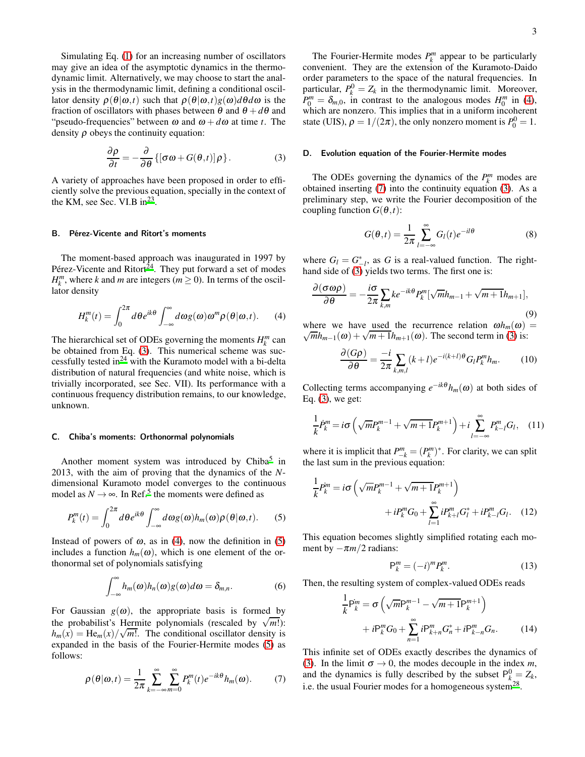Simulating Eq. (1) for an increasing number of oscillators may give an idea of the asymptotic dynamics in the thermodynamic limit. Alternatively, we may choose to start the analysis in the thermodynamic limit, defining a conditional oscillator density $\rho(\theta|\omega,t)$ such that $\rho(\theta|\omega,t)g(\omega)d\theta d\omega$ is the fraction of oscillators with phases between $\theta$ and $\theta+d\theta$ and "pseudo-frequencies" between $\omega$ and $\omega+d\omega$ at time $t$. The density $\rho$ obeys the continuity equation:

$$\frac{\partial \rho}{\partial t} = -\frac{\partial}{\partial \theta}\left\{[\sigma\omega + G(\theta,t)]\rho\right\}. \tag{3}$$

A variety of approaches have been proposed in order to efficiently solve the previous equation, specially in the context of the KM, see Sec. VI.B in[23].

### B. Pérez-Vicente and Ritort's moments

The moment-based approach was inaugurated in 1997 by Pérez-Vicente and Ritort[24]. They put forward a set of modes $H_k^m$, where $k$ and $m$ are integers ($m \geq 0$). In terms of the oscillator density

$$H_k^m(t) = \int_0^{2\pi} d\theta e^{ik\theta} \int_{-\infty}^{\infty} d\omega g(\omega)\omega^m \rho(\theta|\omega,t). \tag{4}$$

The hierarchical set of ODEs governing the moments $H_k^m$ can be obtained from Eq. (3). This numerical scheme was successfully tested in[24] with the Kuramoto model with a bi-delta distribution of natural frequencies (and white noise, which is trivially incorporated, see Sec. VII). Its performance with a continuous frequency distribution remains, to our knowledge, unknown.

### C. Chiba's moments: Orthonormal polynomials

Another moment system was introduced by Chiba[5] in 2013, with the aim of proving that the dynamics of the $N$-dimensional Kuramoto model converges to the continuous model as $N \to \infty$. In Ref.[5] the moments were defined as

$$P_k^m(t) = \int_0^{2\pi} d\theta e^{ik\theta} \int_{-\infty}^{\infty} d\omega g(\omega) h_m(\omega) \rho(\theta|\omega,t). \tag{5}$$

Instead of powers of $\omega$, as in (4), now the definition in (5) includes a function $h_m(\omega)$, which is one element of the orthonormal set of polynomials satisfying

$$\int_{-\infty}^{\infty} h_m(\omega)h_n(\omega)g(\omega)d\omega = \delta_{m,n}. \tag{6}$$

For Gaussian $g(\omega)$, the appropriate basis is formed by the probabilist's Hermite polynomials (rescaled by $\sqrt{m!}$): $h_m(x) = \mathrm{He}_m(x)/\sqrt{m!}$. The conditional oscillator density is expanded in the basis of the Fourier-Hermite modes (5) as follows:

$$\rho(\theta|\omega,t) = \frac{1}{2\pi}\sum_{k=-\infty}^{\infty}\sum_{m=0}^{\infty} P_k^m(t) e^{-ik\theta} h_m(\omega). \tag{7}$$

The Fourier-Hermite modes $P_k^m$ appear to be particularly convenient. They are the extension of the Kuramoto-Daido order parameters to the space of the natural frequencies. In particular, $P_k^0 = Z_k$ in the thermodynamic limit. Moreover, $P_0^m = \delta_{m,0}$, in contrast to the analogous modes $H_0^m$ in (4), which are nonzero. This implies that in a uniform incoherent state (UIS), $\rho = 1/(2\pi)$, the only nonzero moment is $P_0^0 = 1$.

### D. Evolution equation of the Fourier-Hermite modes

The ODEs governing the dynamics of the $P_k^m$ modes are obtained inserting (7) into the continuity equation (3). As a preliminary step, we write the Fourier decomposition of the coupling function $G(\theta,t)$:

$$G(\theta,t) = \frac{1}{2\pi}\sum_{l=-\infty}^{\infty} G_l(t) e^{-il\theta} \tag{8}$$

where $G_l = G_{-l}^*$, as $G$ is a real-valued function. The right-hand side of (3) yields two terms. The first one is:

$$\frac{\partial(\sigma\omega\rho)}{\partial\theta} = -\frac{i\sigma}{2\pi}\sum_{k,m} k e^{-ik\theta} P_k^m [\sqrt{m}h_{m-1} + \sqrt{m+1}h_{m+1}], \tag{9}$$

where we have used the recurrence relation $\omega h_m(\omega) = \sqrt{m}h_{m-1}(\omega) + \sqrt{m+1}h_{m+1}(\omega)$. The second term in (3) is:

$$\frac{\partial(G\rho)}{\partial\theta} = \frac{-i}{2\pi}\sum_{k,m,l}(k+l)e^{-i(k+l)\theta} G_l P_k^m h_m. \tag{10}$$

Collecting terms accompanying $e^{-ik\theta}h_m(\omega)$ at both sides of Eq. (3), we get:

$$\frac{1}{k}\dot{P}_k^m = i\sigma\left(\sqrt{m}P_k^{m-1} + \sqrt{m+1}P_k^{m+1}\right) + i\sum_{l=-\infty}^{\infty} P_{k-l}^m G_l, \tag{11}$$

where it is implicit that $P_{-k}^m = (P_k^m)^*$. For clarity, we can split the last sum in the previous equation:

$$\begin{aligned}\frac{1}{k}\dot{P}_k^m = {} & i\sigma\left(\sqrt{m}P_k^{m-1} + \sqrt{m+1}P_k^{m+1}\right) \\ & + iP_k^m G_0 + \sum_{l=1}^{\infty} iP_{k+l}^m G_l^* + iP_{k-l}^m G_l.\end{aligned} \tag{12}$$

This equation becomes slightly simplified rotating each moment by $-\pi m/2$ radians:

$$\mathsf{P}_k^m = (-i)^m P_k^m. \tag{13}$$

Then, the resulting system of complex-valued ODEs reads

$$\begin{aligned}\frac{1}{k}\dot{\mathsf{P}}_k^m = {} & \sigma\left(\sqrt{m}\mathsf{P}_k^{m-1} - \sqrt{m+1}\mathsf{P}_k^{m+1}\right) \\ & + i\mathsf{P}_k^m G_0 + \sum_{n=1}^{\infty} i\mathsf{P}_{k+n}^m G_n^* + i\mathsf{P}_{k-n}^m G_n.\end{aligned} \tag{14}$$

This infinite set of ODEs exactly describes the dynamics of (3). In the limit $\sigma \to 0$, the modes decouple in the index $m$, and the dynamics is fully described by the subset $\mathsf{P}_k^0 = Z_k$, i.e. the usual Fourier modes for a homogeneous system[28].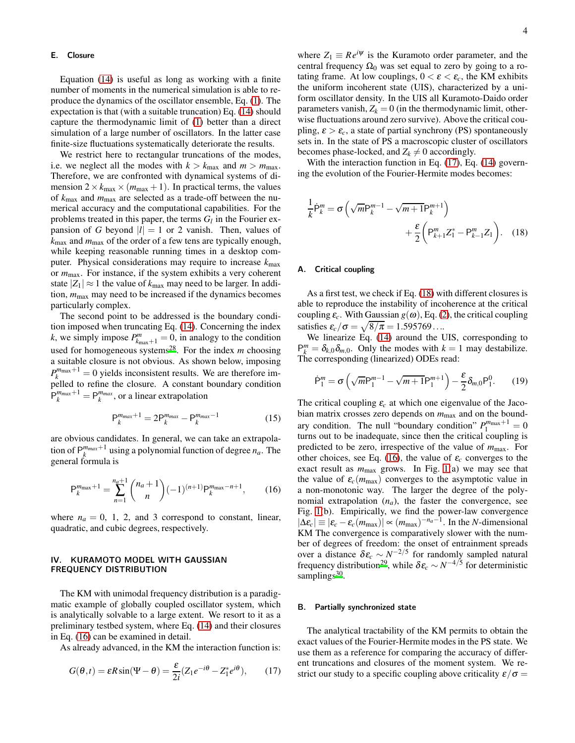### E. Closure

Equation (14) is useful as long as working with a finite number of moments in the numerical simulation is able to reproduce the dynamics of the oscillator ensemble, Eq. (1). The expectation is that (with a suitable truncation) Eq. (14) should capture the thermodynamic limit of (1) better than a direct simulation of a large number of oscillators. In the latter case finite-size fluctuations systematically deteriorate the results.

We restrict here to rectangular truncations of the modes, i.e. we neglect all the modes with $k > k_{\max}$ and $m > m_{\max}$. Therefore, we are confronted with dynamical systems of dimension $2 \times k_{\max} \times (m_{\max}+1)$. In practical terms, the values of $k_{\max}$ and $m_{\max}$ are selected as a trade-off between the numerical accuracy and the computational capabilities. For the problems treated in this paper, the terms $G_l$ in the Fourier expansion of $G$ beyond $|l| = 1$ or 2 vanish. Then, values of $k_{\max}$ and $m_{\max}$ of the order of a few tens are typically enough, while keeping reasonable running times in a desktop computer. Physical considerations may require to increase $k_{\max}$ or $m_{\max}$. For instance, if the system exhibits a very coherent state $|Z_1| \approx 1$ the value of $k_{\max}$ may need to be larger. In addition, $m_{\max}$ may need to be increased if the dynamics becomes particularly complex.

The second point to be addressed is the boundary condition imposed when truncating Eq. (14). Concerning the index $k$, we simply impose $P^m_{k_{\max}+1} = 0$, in analogy to the condition used for homogeneous systems[28]. For the index $m$ choosing a suitable closure is not obvious. As shown below, imposing $P^{m_{\max}+1}_k = 0$ yields inconsistent results. We are therefore impelled to refine the closure. A constant boundary condition $\mathsf{P}^{m_{max}+1}_k = \mathsf{P}^{m_{max}}_k$, or a linear extrapolation

$$\mathsf{P}^{m_{max}+1}_k = 2\mathsf{P}^{m_{max}}_k - \mathsf{P}^{m_{max}-1}_k \tag{15}$$

are obvious candidates. In general, we can take an extrapolation of $\mathsf{P}^{m_{max}+1}_k$ using a polynomial function of degree $n_a$. The general formula is

$$\mathsf{P}^{m_{\max}+1}_k = \sum_{n=1}^{n_a+1} \binom{n_a+1}{n} (-1)^{(n+1)} \mathsf{P}^{m_{\max}-n+1}_k, \tag{16}$$

where $n_a = 0$, 1, 2, and 3 correspond to constant, linear, quadratic, and cubic degrees, respectively.

## IV. KURAMOTO MODEL WITH GAUSSIAN FREQUENCY DISTRIBUTION

The KM with unimodal frequency distribution is a paradigmatic example of globally coupled oscillator system, which is analytically solvable to a large extent. We resort to it as a preliminary testbed system, where Eq. (14) and their closures in Eq. (16) can be examined in detail.

As already advanced, in the KM the interaction function is:

$$G(\theta,t) = \varepsilon R \sin(\Psi - \theta) = \frac{\varepsilon}{2i}(Z_1 e^{-i\theta} - Z_1^* e^{i\theta}), \tag{17}$$

where $Z_1 \equiv R e^{i\Psi}$ is the Kuramoto order parameter, and the central frequency $\Omega_0$ was set equal to zero by going to a rotating frame. At low couplings, $0 < \varepsilon < \varepsilon_c$, the KM exhibits the uniform incoherent state (UIS), characterized by a uniform oscillator density. In the UIS all Kuramoto-Daido order parameters vanish, $Z_k = 0$ (in the thermodynamic limit, otherwise fluctuations around zero survive). Above the critical coupling, $\varepsilon > \varepsilon_c$, a state of partial synchrony (PS) spontaneously sets in. In the state of PS a macroscopic cluster of oscillators becomes phase-locked, and $Z_k \neq 0$ accordingly.

With the interaction function in Eq. (17), Eq. (14) governing the evolution of the Fourier-Hermite modes becomes:

$$\frac{1}{k}\dot{\mathsf{P}}^m_k = \sigma\left(\sqrt{m}\mathsf{P}^{m-1}_k - \sqrt{m+1}\mathsf{P}^{m+1}_k\right) + \frac{\varepsilon}{2}\left(\mathsf{P}^m_{k+1}Z_1^* - \mathsf{P}^m_{k-1}Z_1\right). \tag{18}$$

### A. Critical coupling

As a first test, we check if Eq. (18) with different closures is able to reproduce the instability of incoherence at the critical coupling $\varepsilon_c$. With Gaussian $g(\omega)$, Eq. (2), the critical coupling satisfies $\varepsilon_c/\sigma = \sqrt{8/\pi} = 1.595769\ldots$.

We linearize Eq. (14) around the UIS, corresponding to $\mathsf{P}^m_k = \delta_{k,0}\delta_{m,0}$. Only the modes with $k = 1$ may destabilize. The corresponding (linearized) ODEs read:

$$\dot{\mathsf{P}}^m_1 = \sigma\left(\sqrt{m}\mathsf{P}^{m-1}_1 - \sqrt{m+1}\mathsf{P}^{m+1}_1\right) - \frac{\varepsilon}{2}\delta_{m,0}\mathsf{P}^0_1. \tag{19}$$

The critical coupling $\varepsilon_c$ at which one eigenvalue of the Jacobian matrix crosses zero depends on $m_{\max}$ and on the boundary condition. The null "boundary condition" $P^{m_{\max}+1}_1 = 0$ turns out to be inadequate, since then the critical coupling is predicted to be zero, irrespective of the value of $m_{\max}$. For other choices, see Eq. (16), the value of $\varepsilon_c$ converges to the exact result as $m_{\max}$ grows. In Fig. 1(a) we may see that the value of $\varepsilon_c(m_{\max})$ converges to the asymptotic value in a non-monotonic way. The larger the degree of the polynomial extrapolation ($n_a$), the faster the convergence, see Fig. 1(b). Empirically, we find the power-law convergence $|\Delta\varepsilon_c| \equiv |\varepsilon_c - \varepsilon_c(m_{\max})| \propto (m_{\max})^{-n_a-1}$. In the $N$-dimensional KM The convergence is comparatively slower with the number of degrees of freedom: the onset of entrainment spreads over a distance $\delta\varepsilon_c \sim N^{-2/5}$ for randomly sampled natural frequency distribution[29], while $\delta\varepsilon_c \sim N^{-4/5}$ for deterministic samplings[30].

### B. Partially synchronized state

The analytical tractability of the KM permits to obtain the exact values of the Fourier-Hermite modes in the PS state. We use them as a reference for comparing the accuracy of different truncations and closures of the moment system. We restrict our study to a specific coupling above criticality $\varepsilon/\sigma =$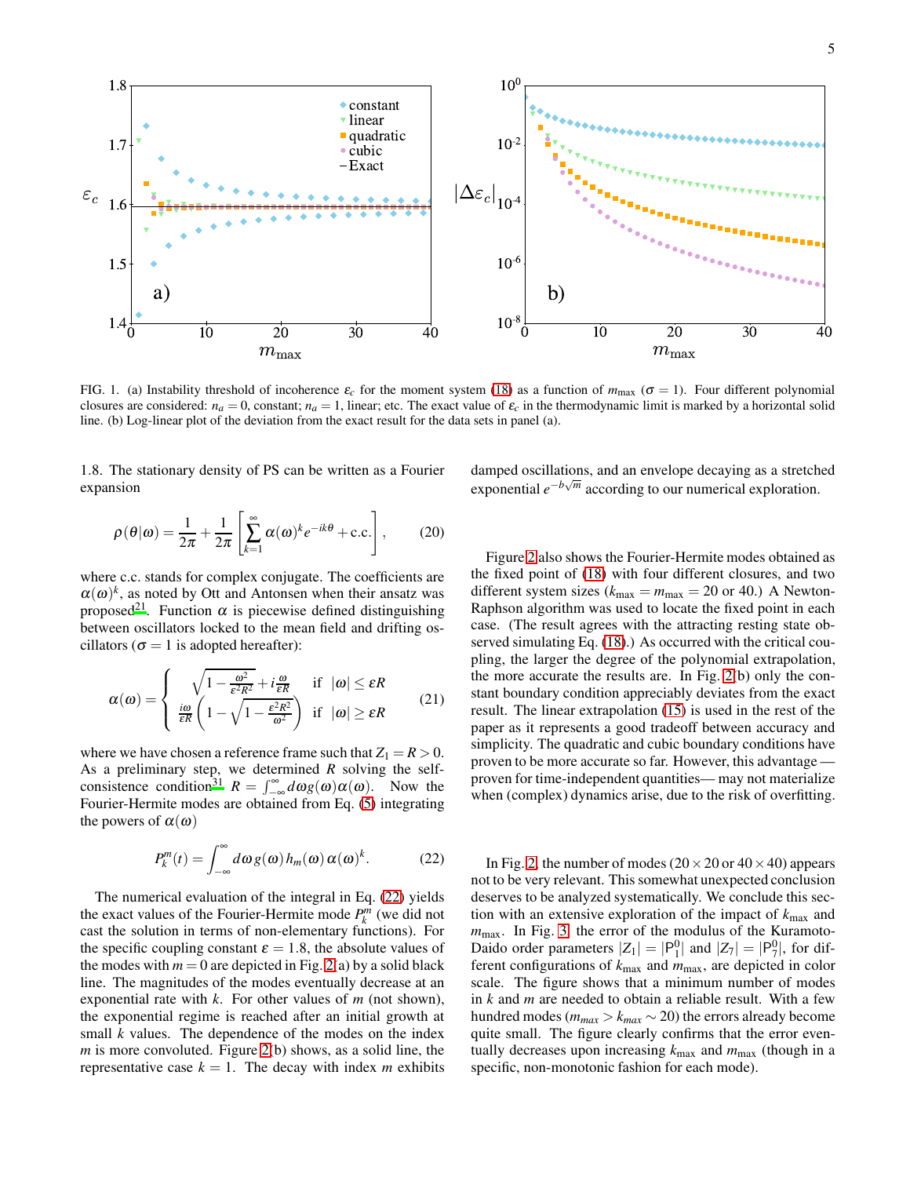FIG. 1. (a) Instability threshold of incoherence $\varepsilon_c$ for the moment system (18) as a function of $m_{\max}$ ($\sigma = 1$). Four different polynomial closures are considered: $n_a = 0$, constant; $n_a = 1$, linear; etc. The exact value of $\varepsilon_c$ in the thermodynamic limit is marked by a horizontal solid line. (b) Log-linear plot of the deviation from the exact result for the data sets in panel (a).

1.8. The stationary density of PS can be written as a Fourier expansion

$$\rho(\theta|\omega) = \frac{1}{2\pi} + \frac{1}{2\pi}\left[\sum_{k=1}^{\infty} \alpha(\omega)^k e^{-ik\theta} + \text{c.c.}\right], \qquad (20)$$

where c.c. stands for complex conjugate. The coefficients are $\alpha(\omega)^k$, as noted by Ott and Antonsen when their ansatz was proposed[21]. Function $\alpha$ is piecewise defined distinguishing between oscillators locked to the mean field and drifting oscillators ($\sigma = 1$ is adopted hereafter):

$$\alpha(\omega) = \begin{cases} \sqrt{1 - \frac{\omega^2}{\varepsilon^2 R^2}} + i\frac{\omega}{\varepsilon R} & \text{if } |\omega| \le \varepsilon R \\ \frac{i\omega}{\varepsilon R}\left(1 - \sqrt{1 - \frac{\varepsilon^2 R^2}{\omega^2}}\right) & \text{if } |\omega| \ge \varepsilon R \end{cases} \qquad (21)$$

where we have chosen a reference frame such that $Z_1 = R > 0$. As a preliminary step, we determined $R$ solving the self-consistence condition[31] $R = \int_{-\infty}^{\infty} d\omega g(\omega)\alpha(\omega)$. Now the Fourier-Hermite modes are obtained from Eq. (5) integrating the powers of $\alpha(\omega)$

$$P_k^m(t) = \int_{-\infty}^{\infty} d\omega\, g(\omega)\, h_m(\omega)\, \alpha(\omega)^k. \qquad (22)$$

The numerical evaluation of the integral in Eq. (22) yields the exact values of the Fourier-Hermite mode $P_k^m$ (we did not cast the solution in terms of non-elementary functions). For the specific coupling constant $\varepsilon = 1.8$, the absolute values of the modes with $m = 0$ are depicted in Fig. 2(a) by a solid black line. The magnitudes of the modes eventually decrease at an exponential rate with $k$. For other values of $m$ (not shown), the exponential regime is reached after an initial growth at small $k$ values. The dependence of the modes on the index $m$ is more convoluted. Figure 2(b) shows, as a solid line, the representative case $k = 1$. The decay with index $m$ exhibits damped oscillations, and an envelope decaying as a stretched exponential $e^{-b\sqrt{m}}$ according to our numerical exploration.

Figure 2 also shows the Fourier-Hermite modes obtained as the fixed point of (18) with four different closures, and two different system sizes ($k_{\max} = m_{\max} = 20$ or 40.) A Newton-Raphson algorithm was used to locate the fixed point in each case. (The result agrees with the attracting resting state observed simulating Eq. (18).) As occurred with the critical coupling, the larger the degree of the polynomial extrapolation, the more accurate the results are. In Fig. 2(b) only the constant boundary condition appreciably deviates from the exact result. The linear extrapolation (15) is used in the rest of the paper as it represents a good tradeoff between accuracy and simplicity. The quadratic and cubic boundary conditions have proven to be more accurate so far. However, this advantage — proven for time-independent quantities— may not materialize when (complex) dynamics arise, due to the risk of overfitting.

In Fig. 2, the number of modes ($20\times 20$ or $40\times 40$) appears not to be very relevant. This somewhat unexpected conclusion deserves to be analyzed systematically. We conclude this section with an extensive exploration of the impact of $k_{\max}$ and $m_{\max}$. In Fig. 3, the error of the modulus of the Kuramoto-Daido order parameters $|Z_1| = |P_1^0|$ and $|Z_7| = |P_7^0|$, for different configurations of $k_{\max}$ and $m_{\max}$, are depicted in color scale. The figure shows that a minimum number of modes in $k$ and $m$ are needed to obtain a reliable result. With a few hundred modes ($m_{max} > k_{max} \sim 20$) the errors already become quite small. The figure clearly confirms that the error eventually decreases upon increasing $k_{\max}$ and $m_{\max}$ (though in a specific, non-monotonic fashion for each mode).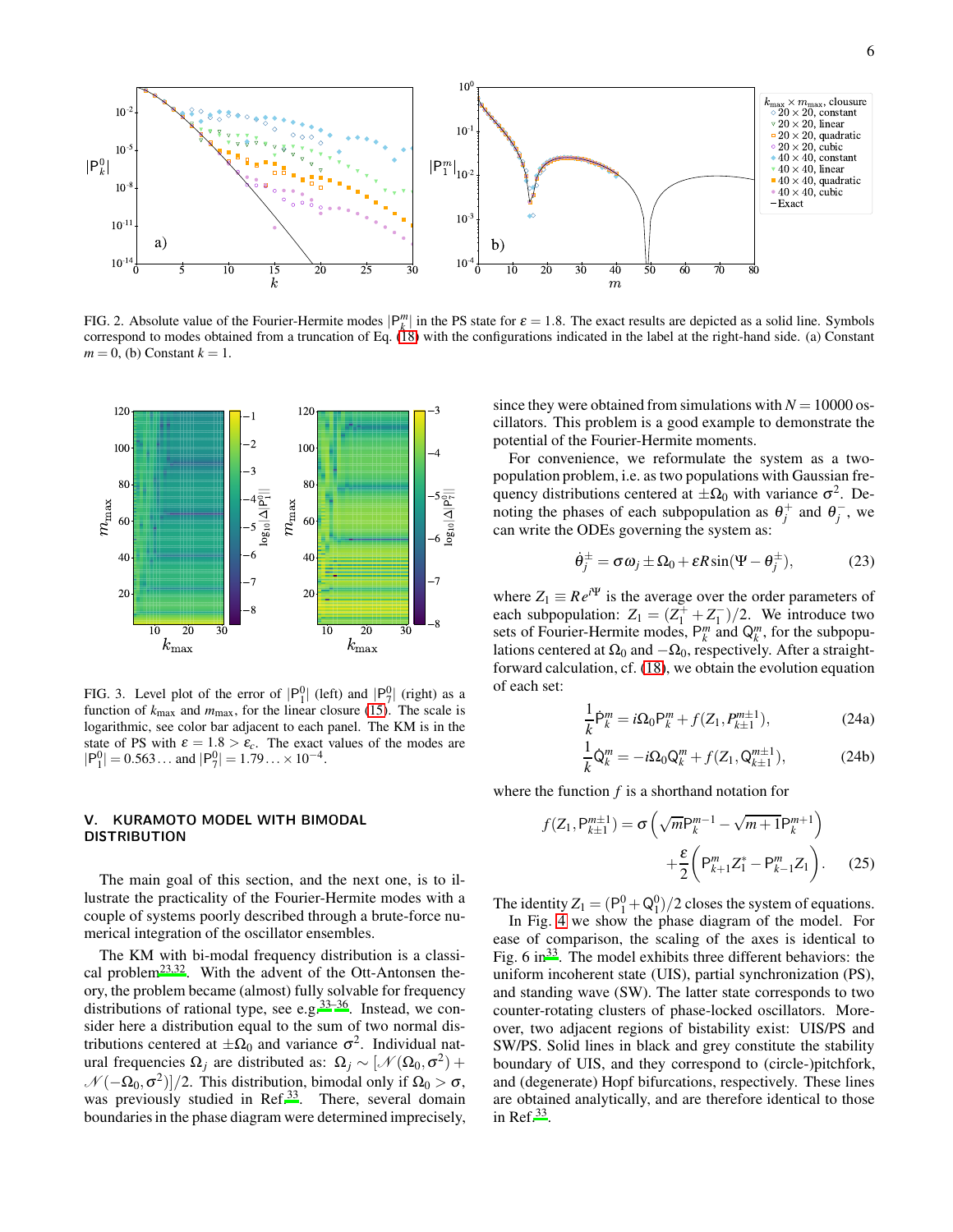FIG. 2. Absolute value of the Fourier-Hermite modes $|\mathsf{P}_k^m|$ in the PS state for $\varepsilon = 1.8$. The exact results are depicted as a solid line. Symbols correspond to modes obtained from a truncation of Eq. (18) with the configurations indicated in the label at the right-hand side. (a) Constant $m = 0$, (b) Constant $k = 1$.

FIG. 3. Level plot of the error of $|\mathsf{P}_1^0|$ (left) and $|\mathsf{P}_7^0|$ (right) as a function of $k_{\max}$ and $m_{\max}$, for the linear closure (15). The scale is logarithmic, see color bar adjacent to each panel. The KM is in the state of PS with $\varepsilon = 1.8 > \varepsilon_c$. The exact values of the modes are $|\mathsf{P}_1^0| = 0.563\ldots$ and $|\mathsf{P}_7^0| = 1.79\ldots \times 10^{-4}$.

## V. KURAMOTO MODEL WITH BIMODAL DISTRIBUTION

The main goal of this section, and the next one, is to illustrate the practicality of the Fourier-Hermite modes with a couple of systems poorly described through a brute-force numerical integration of the oscillator ensembles.

The KM with bi-modal frequency distribution is a classical problem[23,32]. With the advent of the Ott-Antonsen theory, the problem became (almost) fully solvable for frequency distributions of rational type, see e.g.[33–36]. Instead, we consider here a distribution equal to the sum of two normal distributions centered at $\pm\Omega_0$ and variance $\sigma^2$. Individual natural frequencies $\Omega_j$ are distributed as: $\Omega_j \sim [\mathcal{N}(\Omega_0, \sigma^2) + \mathcal{N}(-\Omega_0, \sigma^2)]/2$. This distribution, bimodal only if $\Omega_0 > \sigma$, was previously studied in Ref.[33]. There, several domain boundaries in the phase diagram were determined imprecisely, since they were obtained from simulations with $N = 10000$ oscillators. This problem is a good example to demonstrate the potential of the Fourier-Hermite moments.

For convenience, we reformulate the system as a two-population problem, i.e. as two populations with Gaussian frequency distributions centered at $\pm\Omega_0$ with variance $\sigma^2$. Denoting the phases of each subpopulation as $\theta_j^+$ and $\theta_j^-$, we can write the ODEs governing the system as:

$$\dot{\theta}_j^{\pm} = \sigma\omega_j \pm \Omega_0 + \varepsilon R \sin(\Psi - \theta_j^{\pm}), \tag{23}$$

where $Z_1 \equiv Re^{i\Psi}$ is the average over the order parameters of each subpopulation: $Z_1 = (Z_1^+ + Z_1^-)/2$. We introduce two sets of Fourier-Hermite modes, $\mathsf{P}_k^m$ and $\mathsf{Q}_k^m$, for the subpopulations centered at $\Omega_0$ and $-\Omega_0$, respectively. After a straightforward calculation, cf. (18), we obtain the evolution equation of each set:

$$\frac{1}{k}\dot{\mathsf{P}}_k^m = i\Omega_0 \mathsf{P}_k^m + f(Z_1, P_{k\pm 1}^{m\pm 1}), \tag{24a}$$

$$\frac{1}{k}\dot{\mathsf{Q}}_k^m = -i\Omega_0 \mathsf{Q}_k^m + f(Z_1, \mathsf{Q}_{k\pm 1}^{m\pm 1}), \tag{24b}$$

where the function $f$ is a shorthand notation for

$$f(Z_1, \mathsf{P}_{k\pm 1}^{m\pm 1}) = \sigma\left(\sqrt{m}\mathsf{P}_k^{m-1} - \sqrt{m+1}\mathsf{P}_k^{m+1}\right) + \frac{\varepsilon}{2}\left(\mathsf{P}_{k+1}^m Z_1^* - \mathsf{P}_{k-1}^m Z_1\right). \tag{25}$$

The identity $Z_1 = (\mathsf{P}_1^0 + \mathsf{Q}_1^0)/2$ closes the system of equations.

In Fig. 4 we show the phase diagram of the model. For ease of comparison, the scaling of the axes is identical to Fig. 6 in[33]. The model exhibits three different behaviors: the uniform incoherent state (UIS), partial synchronization (PS), and standing wave (SW). The latter state corresponds to two counter-rotating clusters of phase-locked oscillators. Moreover, two adjacent regions of bistability exist: UIS/PS and SW/PS. Solid lines in black and grey constitute the stability boundary of UIS, and they correspond to (circle-)pitchfork, and (degenerate) Hopf bifurcations, respectively. These lines are obtained analytically, and are therefore identical to those in Ref.[33].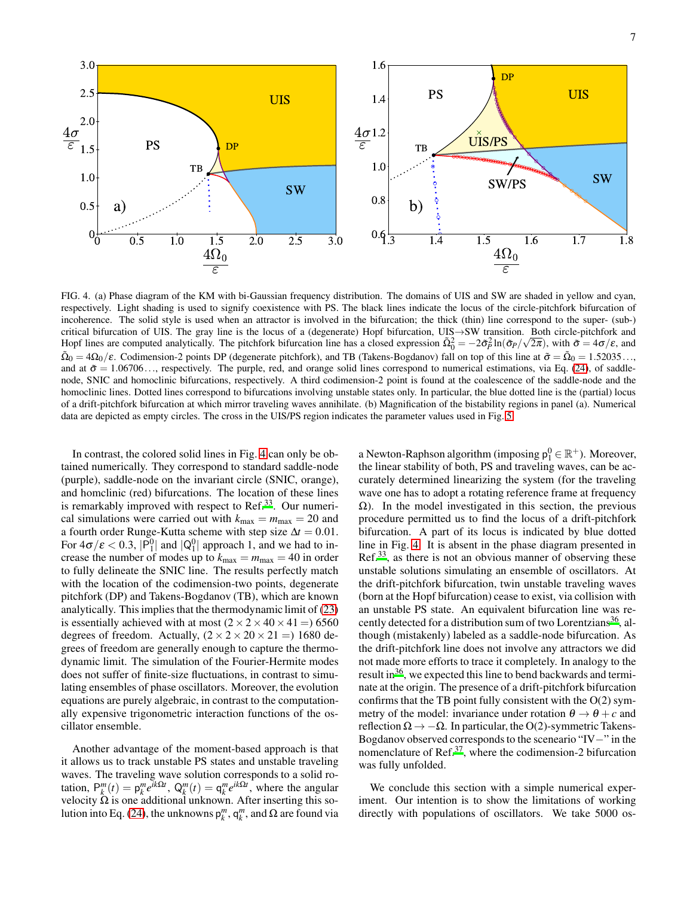FIG. 4. (a) Phase diagram of the KM with bi-Gaussian frequency distribution. The domains of UIS and SW are shaded in yellow and cyan, respectively. Light shading is used to signify coexistence with PS. The black lines indicate the locus of the circle-pitchfork bifurcation of incoherence. The solid style is used when an attractor is involved in the bifurcation; the thick (thin) line correspond to the super- (sub-) critical bifurcation of UIS. The gray line is the locus of a (degenerate) Hopf bifurcation, UIS→SW transition. Both circle-pitchfork and Hopf lines are computed analytically. The pitchfork bifurcation line has a closed expression $\tilde{\Omega}_0^2 = -2\tilde{\sigma}_P^2 \ln(\tilde{\sigma}_P/\sqrt{2\pi})$, with $\tilde{\sigma} = 4\sigma/\varepsilon$, and $\tilde{\Omega}_0 = 4\Omega_0/\varepsilon$. Codimension-2 points DP (degenerate pitchfork), and TB (Takens-Bogdanov) fall on top of this line at $\tilde{\sigma} = \tilde{\Omega}_0 = 1.52035\ldots$, and at $\tilde{\sigma} = 1.06706\ldots$, respectively. The purple, red, and orange solid lines correspond to numerical estimations, via Eq. (24), of saddle-node, SNIC and homoclinic bifurcations, respectively. A third codimension-2 point is found at the coalescence of the saddle-node and the homoclinic lines. Dotted lines correspond to bifurcations involving unstable states only. In particular, the blue dotted line is the (partial) locus of a drift-pitchfork bifurcation at which mirror traveling waves annihilate. (b) Magnification of the bistability regions in panel (a). Numerical data are depicted as empty circles. The cross in the UIS/PS region indicates the parameter values used in Fig. 5.

In contrast, the colored solid lines in Fig. 4 can only be obtained numerically. They correspond to standard saddle-node (purple), saddle-node on the invariant circle (SNIC, orange), and homclinic (red) bifurcations. The location of these lines is remarkably improved with respect to Ref.[33]. Our numerical simulations were carried out with $k_{\max} = m_{\max} = 20$ and a fourth order Runge-Kutta scheme with step size $\Delta t = 0.01$. For $4\sigma/\varepsilon < 0.3$, $|\mathsf{P}_1^0|$ and $|\mathsf{Q}_1^0|$ approach 1, and we had to increase the number of modes up to $k_{\max} = m_{\max} = 40$ in order to fully delineate the SNIC line. The results perfectly match with the location of the codimension-two points, degenerate pitchfork (DP) and Takens-Bogdanov (TB), which are known analytically. This implies that the thermodynamic limit of (23) is essentially achieved with at most $(2 \times 2 \times 40 \times 41 =)$ 6560 degrees of freedom. Actually, $(2 \times 2 \times 20 \times 21 =)$ 1680 degrees of freedom are generally enough to capture the thermodynamic limit. The simulation of the Fourier-Hermite modes does not suffer of finite-size fluctuations, in contrast to simulating ensembles of phase oscillators. Moreover, the evolution equations are purely algebraic, in contrast to the computationally expensive trigonometric interaction functions of the oscillator ensemble.

Another advantage of the moment-based approach is that it allows us to track unstable PS states and unstable traveling waves. The traveling wave solution corresponds to a solid rotation, $\mathsf{P}_k^m(t) = \mathsf{p}_k^m e^{ik\Omega t}$, $\mathsf{Q}_k^m(t) = \mathsf{q}_k^m e^{ik\Omega t}$, where the angular velocity $\Omega$ is one additional unknown. After inserting this solution into Eq. (24), the unknowns $\mathsf{p}_k^m$, $\mathsf{q}_k^m$, and $\Omega$ are found via a Newton-Raphson algorithm (imposing $\mathsf{p}_1^0 \in \mathbb{R}^+$). Moreover, the linear stability of both, PS and traveling waves, can be accurately determined linearizing the system (for the traveling wave one has to adopt a rotating reference frame at frequency $\Omega$). In the model investigated in this section, the previous procedure permitted us to find the locus of a drift-pitchfork bifurcation. A part of its locus is indicated by blue dotted line in Fig. 4. It is absent in the phase diagram presented in Ref.[33], as there is not an obvious manner of observing these unstable solutions simulating an ensemble of oscillators. At the drift-pitchfork bifurcation, twin unstable traveling waves (born at the Hopf bifurcation) cease to exist, via collision with an unstable PS state. An equivalent bifurcation line was recently detected for a distribution sum of two Lorentzians[36], although (mistakenly) labeled as a saddle-node bifurcation. As the drift-pitchfork line does not involve any attractors we did not made more efforts to trace it completely. In analogy to the result in[36], we expected this line to bend backwards and terminate at the origin. The presence of a drift-pitchfork bifurcation confirms that the TB point fully consistent with the O(2) symmetry of the model: invariance under rotation $\theta \to \theta + c$ and reflection $\Omega \to -\Omega$. In particular, the O(2)-symmetric Takens-Bogdanov observed corresponds to the sceneario "IV−" in the nomenclature of Ref.[37], where the codimension-2 bifurcation was fully unfolded.

We conclude this section with a simple numerical experiment. Our intention is to show the limitations of working directly with populations of oscillators. We take 5000 os-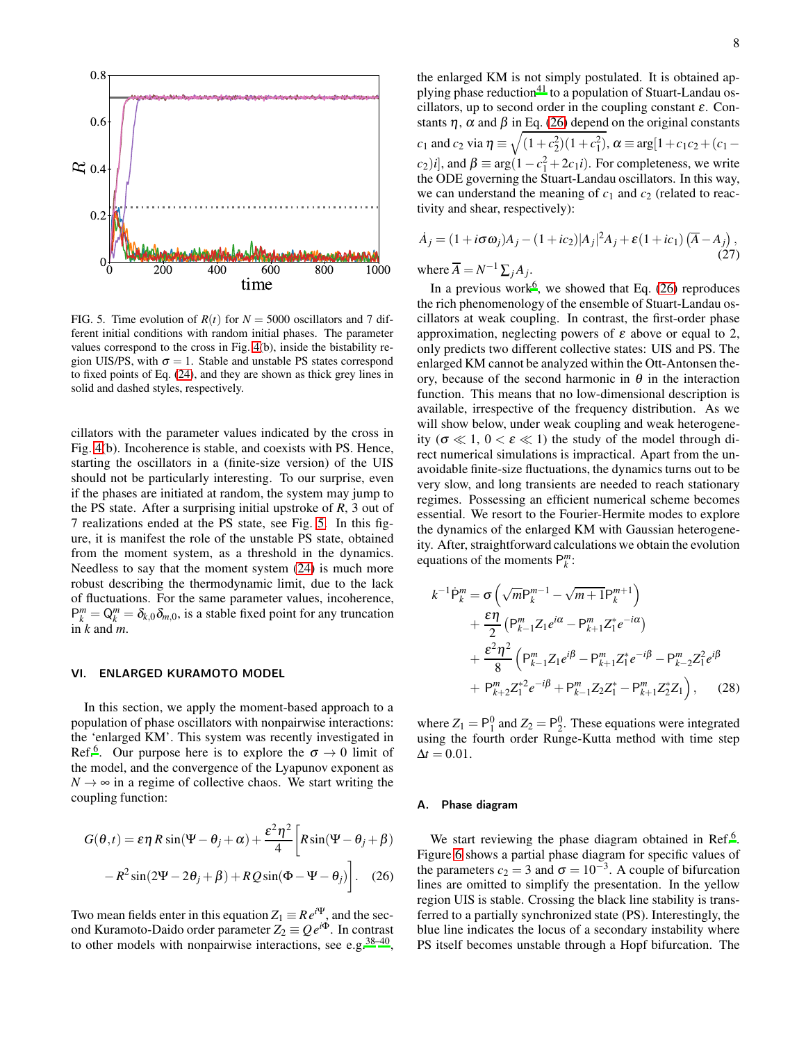FIG. 5. Time evolution of $R(t)$ for $N = 5000$ oscillators and 7 different initial conditions with random initial phases. The parameter values correspond to the cross in Fig. 4(b), inside the bistability region UIS/PS, with $\sigma = 1$. Stable and unstable PS states correspond to fixed points of Eq. (24), and they are shown as thick grey lines in solid and dashed styles, respectively.

cillators with the parameter values indicated by the cross in Fig. 4(b). Incoherence is stable, and coexists with PS. Hence, starting the oscillators in a (finite-size version) of the UIS should not be particularly interesting. To our surprise, even if the phases are initiated at random, the system may jump to the PS state. After a surprising initial upstroke of $R$, 3 out of 7 realizations ended at the PS state, see Fig. 5. In this figure, it is manifest the role of the unstable PS state, obtained from the moment system, as a threshold in the dynamics. Needless to say that the moment system (24) is much more robust describing the thermodynamic limit, due to the lack of fluctuations. For the same parameter values, incoherence, $\mathsf{P}_k^m = \mathsf{Q}_k^m = \delta_{k,0}\delta_{m,0}$, is a stable fixed point for any truncation in $k$ and $m$.

## VI. ENLARGED KURAMOTO MODEL

In this section, we apply the moment-based approach to a population of phase oscillators with nonpairwise interactions: the 'enlarged KM'. This system was recently investigated in Ref.[6]. Our purpose here is to explore the $\sigma \to 0$ limit of the model, and the convergence of the Lyapunov exponent as $N \to \infty$ in a regime of collective chaos. We start writing the coupling function:

$$G(\theta,t) = \varepsilon\eta\, R\sin(\Psi-\theta_j+\alpha) + \frac{\varepsilon^2\eta^2}{4}\Big[R\sin(\Psi-\theta_j+\beta) - R^2\sin(2\Psi-2\theta_j+\beta) + RQ\sin(\Phi-\Psi-\theta_j)\Big]. \quad (26)$$

Two mean fields enter in this equation $Z_1 \equiv R\,e^{i\Psi}$, and the second Kuramoto-Daido order parameter $Z_2 \equiv Q\,e^{i\Phi}$. In contrast to other models with nonpairwise interactions, see e.g.[38–40], the enlarged KM is not simply postulated. It is obtained applying phase reduction[41] to a population of Stuart-Landau oscillators, up to second order in the coupling constant $\varepsilon$. Constants $\eta$, $\alpha$ and $\beta$ in Eq. (26) depend on the original constants $c_1$ and $c_2$ via $\eta \equiv \sqrt{(1+c_2^2)(1+c_1^2)}$, $\alpha \equiv \arg[1+c_1c_2+(c_1-c_2)i]$, and $\beta \equiv \arg(1-c_1^2+2c_1 i)$. For completeness, we write the ODE governing the Stuart-Landau oscillators. In this way, we can understand the meaning of $c_1$ and $c_2$ (related to reactivity and shear, respectively):

$$\dot{A}_j = (1+i\sigma\omega_j)A_j - (1+ic_2)|A_j|^2A_j + \varepsilon(1+ic_1)\left(\overline{A}-A_j\right), \quad (27)$$

where $\overline{A} = N^{-1}\sum_j A_j$.

In a previous work[6], we showed that Eq. (26) reproduces the rich phenomenology of the ensemble of Stuart-Landau oscillators at weak coupling. In contrast, the first-order phase approximation, neglecting powers of $\varepsilon$ above or equal to 2, only predicts two different collective states: UIS and PS. The enlarged KM cannot be analyzed within the Ott-Antonsen theory, because of the second harmonic in $\theta$ in the interaction function. This means that no low-dimensional description is available, irrespective of the frequency distribution. As we will show below, under weak coupling and weak heterogeneity ($\sigma \ll 1$, $0 < \varepsilon \ll 1$) the study of the model through direct numerical simulations is impractical. Apart from the unavoidable finite-size fluctuations, the dynamics turns out to be very slow, and long transients are needed to reach stationary regimes. Possessing an efficient numerical scheme becomes essential. We resort to the Fourier-Hermite modes to explore the dynamics of the enlarged KM with Gaussian heterogeneity. After, straightforward calculations we obtain the evolution equations of the moments $\mathsf{P}_k^m$:

$$\begin{aligned} k^{-1}\dot{\mathsf{P}}_k^m &= \sigma\left(\sqrt{m}\mathsf{P}_k^{m-1} - \sqrt{m+1}\mathsf{P}_k^{m+1}\right) \\ &+ \frac{\varepsilon\eta}{2}\left(\mathsf{P}_{k-1}^m Z_1 e^{i\alpha} - \mathsf{P}_{k+1}^m Z_1^* e^{-i\alpha}\right) \\ &+ \frac{\varepsilon^2\eta^2}{8}\Big(\mathsf{P}_{k-1}^m Z_1 e^{i\beta} - \mathsf{P}_{k+1}^m Z_1^* e^{-i\beta} - \mathsf{P}_{k-2}^m Z_1^2 e^{i\beta} \\ &+ \mathsf{P}_{k+2}^m Z_1^{*2} e^{-i\beta} + \mathsf{P}_{k-1}^m Z_2 Z_1^* - \mathsf{P}_{k+1}^m Z_2^* Z_1\Big), \end{aligned} \quad (28)$$

where $Z_1 = \mathsf{P}_1^0$ and $Z_2 = \mathsf{P}_2^0$. These equations were integrated using the fourth order Runge-Kutta method with time step $\Delta t = 0.01$.

### A. Phase diagram

We start reviewing the phase diagram obtained in Ref.[6]. Figure 6 shows a partial phase diagram for specific values of the parameters $c_2 = 3$ and $\sigma = 10^{-3}$. A couple of bifurcation lines are omitted to simplify the presentation. In the yellow region UIS is stable. Crossing the black line stability is transferred to a partially synchronized state (PS). Interestingly, the blue line indicates the locus of a secondary instability where PS itself becomes unstable through a Hopf bifurcation. The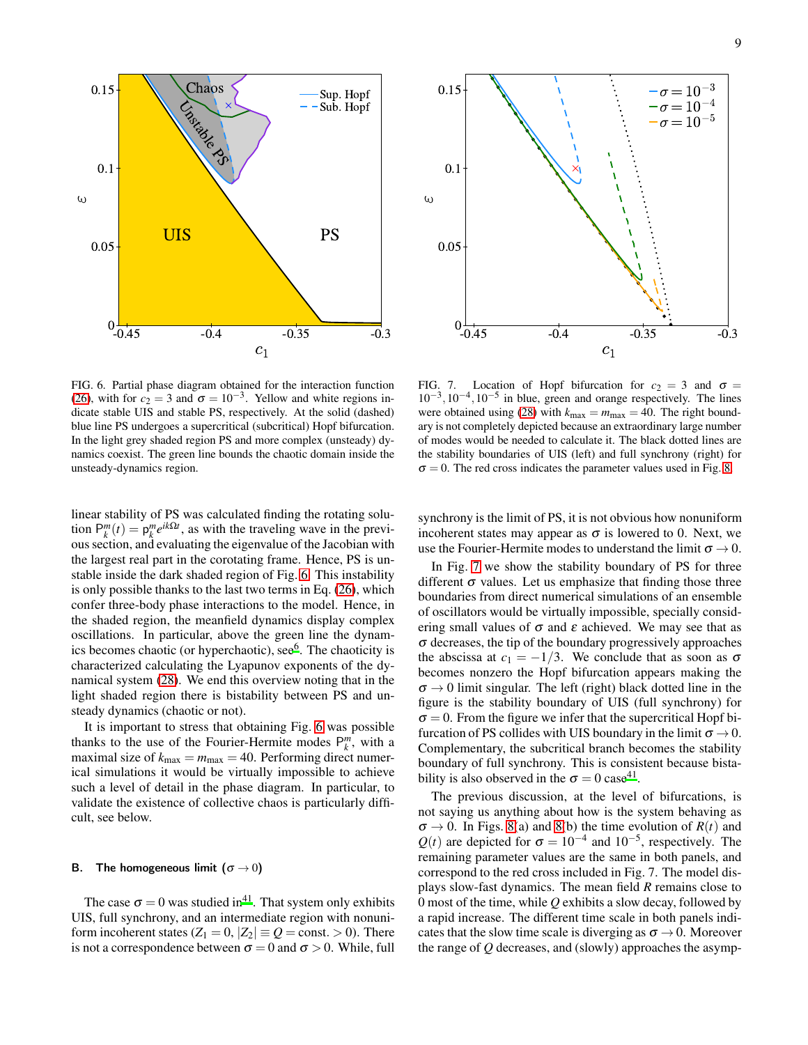FIG. 6. Partial phase diagram obtained for the interaction function (26), with for $c_2 = 3$ and $\sigma = 10^{-3}$. Yellow and white regions indicate stable UIS and stable PS, respectively. At the solid (dashed) blue line PS undergoes a supercritical (subcritical) Hopf bifurcation. In the light grey shaded region PS and more complex (unsteady) dynamics coexist. The green line bounds the chaotic domain inside the unsteady-dynamics region.

FIG. 7. Location of Hopf bifurcation for $c_2 = 3$ and $\sigma = 10^{-3}, 10^{-4}, 10^{-5}$ in blue, green and orange respectively. The lines were obtained using (28) with $k_{\max} = m_{\max} = 40$. The right boundary is not completely depicted because an extraordinary large number of modes would be needed to calculate it. The black dotted lines are the stability boundaries of UIS (left) and full synchrony (right) for $\sigma = 0$. The red cross indicates the parameter values used in Fig. 8.

linear stability of PS was calculated finding the rotating solution $\mathsf{P}_k^m(t) = \mathsf{p}_k^m e^{ik\Omega t}$, as with the traveling wave in the previous section, and evaluating the eigenvalue of the Jacobian with the largest real part in the corotating frame. Hence, PS is unstable inside the dark shaded region of Fig. 6. This instability is only possible thanks to the last two terms in Eq. (26), which confer three-body phase interactions to the model. Hence, in the shaded region, the meanfield dynamics display complex oscillations. In particular, above the green line the dynamics becomes chaotic (or hyperchaotic), see[6]. The chaoticity is characterized calculating the Lyapunov exponents of the dynamical system (28). We end this overview noting that in the light shaded region there is bistability between PS and unsteady dynamics (chaotic or not).

It is important to stress that obtaining Fig. 6 was possible thanks to the use of the Fourier-Hermite modes $\mathsf{P}_k^m$, with a maximal size of $k_{\max} = m_{\max} = 40$. Performing direct numerical simulations it would be virtually impossible to achieve such a level of detail in the phase diagram. In particular, to validate the existence of collective chaos is particularly difficult, see below.

### B. The homogeneous limit ($\sigma \to 0$)

The case $\sigma = 0$ was studied in[41]. That system only exhibits UIS, full synchrony, and an intermediate region with nonuniform incoherent states ($Z_1 = 0$, $|Z_2| \equiv Q = \text{const.} > 0$). There is not a correspondence between $\sigma = 0$ and $\sigma > 0$. While, full synchrony is the limit of PS, it is not obvious how nonuniform incoherent states may appear as $\sigma$ is lowered to 0. Next, we use the Fourier-Hermite modes to understand the limit $\sigma \to 0$.

In Fig. 7 we show the stability boundary of PS for three different $\sigma$ values. Let us emphasize that finding those three boundaries from direct numerical simulations of an ensemble of oscillators would be virtually impossible, specially considering small values of $\sigma$ and $\varepsilon$ achieved. We may see that as $\sigma$ decreases, the tip of the boundary progressively approaches the abscissa at $c_1 = -1/3$. We conclude that as soon as $\sigma$ becomes nonzero the Hopf bifurcation appears making the $\sigma \to 0$ limit singular. The left (right) black dotted line in the figure is the stability boundary of UIS (full synchrony) for $\sigma = 0$. From the figure we infer that the supercritical Hopf bifurcation of PS collides with UIS boundary in the limit $\sigma \to 0$. Complementary, the subcritical branch becomes the stability boundary of full synchrony. This is consistent because bistability is also observed in the $\sigma = 0$ case[41].

The previous discussion, at the level of bifurcations, is not saying us anything about how is the system behaving as $\sigma \to 0$. In Figs. 8(a) and 8(b) the time evolution of $R(t)$ and $Q(t)$ are depicted for $\sigma = 10^{-4}$ and $10^{-5}$, respectively. The remaining parameter values are the same in both panels, and correspond to the red cross included in Fig. 7. The model displays slow-fast dynamics. The mean field $R$ remains close to 0 most of the time, while $Q$ exhibits a slow decay, followed by a rapid increase. The different time scale in both panels indicates that the slow time scale is diverging as $\sigma \to 0$. Moreover the range of $Q$ decreases, and (slowly) approaches the asymp-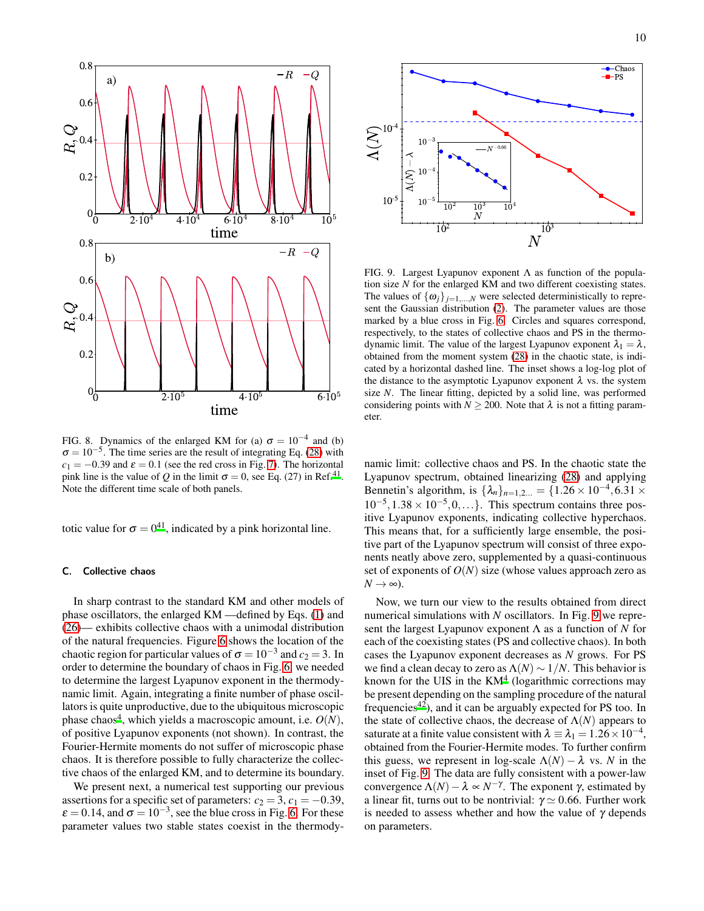FIG. 8. Dynamics of the enlarged KM for (a) $\sigma = 10^{-4}$ and (b) $\sigma = 10^{-5}$. The time series are the result of integrating Eq. (28) with $c_1 = -0.39$ and $\varepsilon = 0.1$ (see the red cross in Fig. 7). The horizontal pink line is the value of $Q$ in the limit $\sigma = 0$, see Eq. (27) in Ref.[41]. Note the different time scale of both panels.

totic value for $\sigma = 0$[41], indicated by a pink horizontal line.

### C. Collective chaos

In sharp contrast to the standard KM and other models of phase oscillators, the enlarged KM —defined by Eqs. (1) and (26)— exhibits collective chaos with a unimodal distribution of the natural frequencies. Figure 6 shows the location of the chaotic region for particular values of $\sigma = 10^{-3}$ and $c_2 = 3$. In order to determine the boundary of chaos in Fig. 6, we needed to determine the largest Lyapunov exponent in the thermodynamic limit. Again, integrating a finite number of phase oscillators is quite unproductive, due to the ubiquitous microscopic phase chaos[4], which yields a macroscopic amount, i.e. $O(N)$, of positive Lyapunov exponents (not shown). In contrast, the Fourier-Hermite moments do not suffer of microscopic phase chaos. It is therefore possible to fully characterize the collective chaos of the enlarged KM, and to determine its boundary.

We present next, a numerical test supporting our previous assertions for a specific set of parameters: $c_2 = 3$, $c_1 = -0.39$, $\varepsilon = 0.14$, and $\sigma = 10^{-3}$, see the blue cross in Fig. 6. For these parameter values two stable states coexist in the thermodynamic limit: collective chaos and PS. In the chaotic state the Lyapunov spectrum, obtained linearizing (28) and applying Bennetin's algorithm, is $\{\lambda_n\}_{n=1,2\ldots} = \{1.26 \times 10^{-4}, 6.31 \times 10^{-5}, 1.38 \times 10^{-5}, 0, \ldots\}$. This spectrum contains three positive Lyapunov exponents, indicating collective hyperchaos. This means that, for a sufficiently large ensemble, the positive part of the Lyapunov spectrum will consist of three exponents neatly above zero, supplemented by a quasi-continuous set of exponents of $O(N)$ size (whose values approach zero as $N \to \infty$).

FIG. 9. Largest Lyapunov exponent $\Lambda$ as function of the population size $N$ for the enlarged KM and two different coexisting states. The values of $\{\omega_j\}_{j=1,\ldots,N}$ were selected deterministically to represent the Gaussian distribution (2). The parameter values are those marked by a blue cross in Fig. 6. Circles and squares correspond, respectively, to the states of collective chaos and PS in the thermodynamic limit. The value of the largest Lyapunov exponent $\lambda_1 = \lambda$, obtained from the moment system (28) in the chaotic state, is indicated by a horizontal dashed line. The inset shows a log-log plot of the distance to the asymptotic Lyapunov exponent $\lambda$ vs. the system size $N$. The linear fitting, depicted by a solid line, was performed considering points with $N \geq 200$. Note that $\lambda$ is not a fitting parameter.

Now, we turn our view to the results obtained from direct numerical simulations with $N$ oscillators. In Fig. 9 we represent the largest Lyapunov exponent $\Lambda$ as a function of $N$ for each of the coexisting states (PS and collective chaos). In both cases the Lyapunov exponent decreases as $N$ grows. For PS we find a clean decay to zero as $\Lambda(N) \sim 1/N$. This behavior is known for the UIS in the KM[4] (logarithmic corrections may be present depending on the sampling procedure of the natural frequencies[42]), and it can be arguably expected for PS too. In the state of collective chaos, the decrease of $\Lambda(N)$ appears to saturate at a finite value consistent with $\lambda \equiv \lambda_1 = 1.26 \times 10^{-4}$, obtained from the Fourier-Hermite modes. To further confirm this guess, we represent in log-scale $\Lambda(N) - \lambda$ vs. $N$ in the inset of Fig. 9. The data are fully consistent with a power-law convergence $\Lambda(N) - \lambda \propto N^{-\gamma}$. The exponent $\gamma$, estimated by a linear fit, turns out to be nontrivial: $\gamma \simeq 0.66$. Further work is needed to assess whether and how the value of $\gamma$ depends on parameters.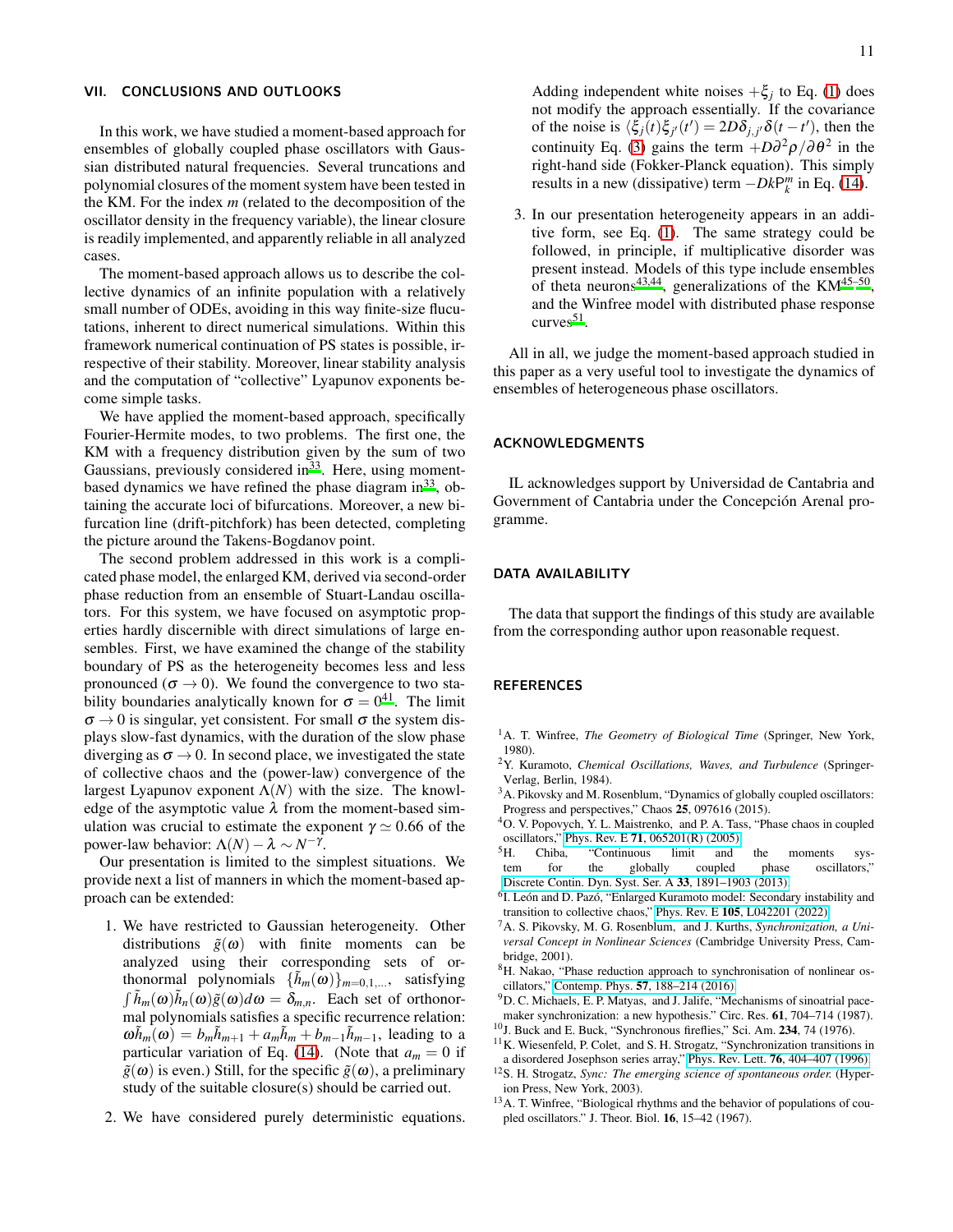## VII. CONCLUSIONS AND OUTLOOKS

In this work, we have studied a moment-based approach for ensembles of globally coupled phase oscillators with Gaussian distributed natural frequencies. Several truncations and polynomial closures of the moment system have been tested in the KM. For the index $m$ (related to the decomposition of the oscillator density in the frequency variable), the linear closure is readily implemented, and apparently reliable in all analyzed cases.

The moment-based approach allows us to describe the collective dynamics of an infinite population with a relatively small number of ODEs, avoiding in this way finite-size flucutations, inherent to direct numerical simulations. Within this framework numerical continuation of PS states is possible, irrespective of their stability. Moreover, linear stability analysis and the computation of "collective" Lyapunov exponents become simple tasks.

We have applied the moment-based approach, specifically Fourier-Hermite modes, to two problems. The first one, the KM with a frequency distribution given by the sum of two Gaussians, previously considered in[33]. Here, using moment-based dynamics we have refined the phase diagram in[33], obtaining the accurate loci of bifurcations. Moreover, a new bifurcation line (drift-pitchfork) has been detected, completing the picture around the Takens-Bogdanov point.

The second problem addressed in this work is a complicated phase model, the enlarged KM, derived via second-order phase reduction from an ensemble of Stuart-Landau oscillators. For this system, we have focused on asymptotic properties hardly discernible with direct simulations of large ensembles. First, we have examined the change of the stability boundary of PS as the heterogeneity becomes less and less pronounced ($\sigma \to 0$). We found the convergence to two stability boundaries analytically known for $\sigma = 0$[41]. The limit $\sigma \to 0$ is singular, yet consistent. For small $\sigma$ the system displays slow-fast dynamics, with the duration of the slow phase diverging as $\sigma \to 0$. In second place, we investigated the state of collective chaos and the (power-law) convergence of the largest Lyapunov exponent $\Lambda(N)$ with the size. The knowledge of the asymptotic value $\lambda$ from the moment-based simulation was crucial to estimate the exponent $\gamma \simeq 0.66$ of the power-law behavior: $\Lambda(N) - \lambda \sim N^{-\gamma}$.

Our presentation is limited to the simplest situations. We provide next a list of manners in which the moment-based approach can be extended:

1. We have restricted to Gaussian heterogeneity. Other distributions $\tilde{g}(\omega)$ with finite moments can be analyzed using their corresponding sets of orthonormal polynomials $\{\tilde{h}_m(\omega)\}_{m=0,1,\ldots}$, satisfying $\int \tilde{h}_m(\omega)\tilde{h}_n(\omega)\tilde{g}(\omega)d\omega = \delta_{m,n}$. Each set of orthonormal polynomials satisfies a specific recurrence relation: $\omega\tilde{h}_m(\omega) = b_m\tilde{h}_{m+1} + a_m\tilde{h}_m + b_{m-1}\tilde{h}_{m-1}$, leading to a particular variation of Eq. (14). (Note that $a_m = 0$ if $\tilde{g}(\omega)$ is even.) Still, for the specific $\tilde{g}(\omega)$, a preliminary study of the suitable closure(s) should be carried out.

2. We have considered purely deterministic equations. Adding independent white noises $+\xi_j$ to Eq. (1) does not modify the approach essentially. If the covariance of the noise is $\langle \xi_j(t)\xi_{j'}(t') = 2D\delta_{j,j'}\delta(t-t')$, then the continuity Eq. (3) gains the term $+D\partial^2\rho/\partial\theta^2$ in the right-hand side (Fokker-Planck equation). This simply results in a new (dissipative) term $-Dk\mathsf{P}_k^m$ in Eq. (14).

3. In our presentation heterogeneity appears in an additive form, see Eq. (1). The same strategy could be followed, in principle, if multiplicative disorder was present instead. Models of this type include ensembles of theta neurons[43,44], generalizations of the KM[45–50], and the Winfree model with distributed phase response curves[51].

All in all, we judge the moment-based approach studied in this paper as a very useful tool to investigate the dynamics of ensembles of heterogeneous phase oscillators.

## ACKNOWLEDGMENTS

IL acknowledges support by Universidad de Cantabria and Government of Cantabria under the Concepción Arenal programme.

## DATA AVAILABILITY

The data that support the findings of this study are available from the corresponding author upon reasonable request.

## REFERENCES

[1] A. T. Winfree, *The Geometry of Biological Time* (Springer, New York, 1980).

[2] Y. Kuramoto, *Chemical Oscillations, Waves, and Turbulence* (Springer-Verlag, Berlin, 1984).

[3] A. Pikovsky and M. Rosenblum, "Dynamics of globally coupled oscillators: Progress and perspectives," Chaos **25**, 097616 (2015).

[4] O. V. Popovych, Y. L. Maistrenko, and P. A. Tass, "Phase chaos in coupled oscillators," Phys. Rev. E **71**, 065201(R) (2005).

[5] H. Chiba, "Continuous limit and the moments system for the globally coupled phase oscillators," Discrete Contin. Dyn. Syst. Ser. A **33**, 1891–1903 (2013).

[6] I. León and D. Pazó, "Enlarged Kuramoto model: Secondary instability and transition to collective chaos," Phys. Rev. E **105**, L042201 (2022).

[7] A. S. Pikovsky, M. G. Rosenblum, and J. Kurths, *Synchronization, a Universal Concept in Nonlinear Sciences* (Cambridge University Press, Cambridge, 2001).

[8] H. Nakao, "Phase reduction approach to synchronisation of nonlinear oscillators," Contemp. Phys. **57**, 188–214 (2016).

[9] D. C. Michaels, E. P. Matyas, and J. Jalife, "Mechanisms of sinoatrial pacemaker synchronization: a new hypothesis." Circ. Res. **61**, 704–714 (1987).

[10] J. Buck and E. Buck, "Synchronous fireflies," Sci. Am. **234**, 74 (1976).

[11] K. Wiesenfeld, P. Colet, and S. H. Strogatz, "Synchronization transitions in a disordered Josephson series array," Phys. Rev. Lett. **76**, 404–407 (1996).

[12] S. H. Strogatz, *Sync: The emerging science of spontaneous order.* (Hyperion Press, New York, 2003).

[13] A. T. Winfree, "Biological rhythms and the behavior of populations of coupled oscillators." J. Theor. Biol. **16**, 15–42 (1967).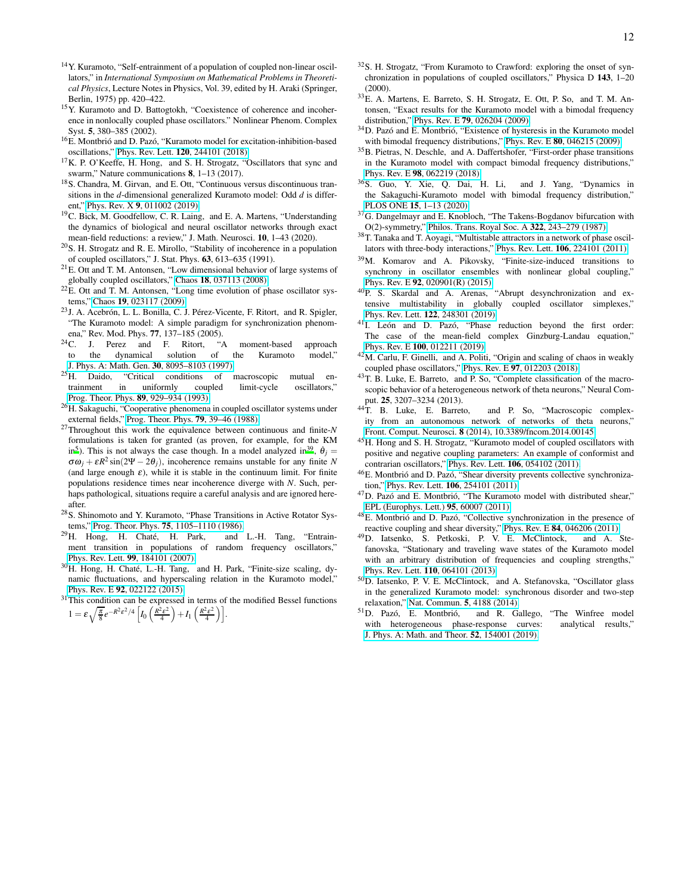[14] Y. Kuramoto, "Self-entrainment of a population of coupled non-linear oscillators," in *International Symposium on Mathematical Problems in Theoretical Physics*, Lecture Notes in Physics, Vol. 39, edited by H. Araki (Springer, Berlin, 1975) pp. 420–422.

[15] Y. Kuramoto and D. Battogtokh, "Coexistence of coherence and incoherence in nonlocally coupled phase oscillators." Nonlinear Phenom. Complex Syst. **5**, 380–385 (2002).

[16] E. Montbrió and D. Pazó, "Kuramoto model for excitation-inhibition-based oscillations," Phys. Rev. Lett. **120**, 244101 (2018).

[17] K. P. O'Keeffe, H. Hong, and S. H. Strogatz, "Oscillators that sync and swarm," Nature communications **8**, 1–13 (2017).

[18] S. Chandra, M. Girvan, and E. Ott, "Continuous versus discontinuous transitions in the *d*-dimensional generalized Kuramoto model: Odd *d* is different," Phys. Rev. X **9**, 011002 (2019).

[19] C. Bick, M. Goodfellow, C. R. Laing, and E. A. Martens, "Understanding the dynamics of biological and neural oscillator networks through exact mean-field reductions: a review," J. Math. Neurosci. **10**, 1–43 (2020).

[20] S. H. Strogatz and R. E. Mirollo, "Stability of incoherence in a population of coupled oscillators," J. Stat. Phys. **63**, 613–635 (1991).

[21] E. Ott and T. M. Antonsen, "Low dimensional behavior of large systems of globally coupled oscillators," Chaos **18**, 037113 (2008).

[22] E. Ott and T. M. Antonsen, "Long time evolution of phase oscillator systems," Chaos **19**, 023117 (2009).

[23] J. A. Acebrón, L. L. Bonilla, C. J. Pérez-Vicente, F. Ritort, and R. Spigler, "The Kuramoto model: A simple paradigm for synchronization phenomena," Rev. Mod. Phys. **77**, 137–185 (2005).

[24] C. J. Perez and F. Ritort, "A moment-based approach to the dynamical solution of the Kuramoto model," J. Phys. A: Math. Gen. **30**, 8095–8103 (1997).

[25] H. Daido, "Critical conditions of macroscopic mutual entrainment in uniformly coupled limit-cycle oscillators," Prog. Theor. Phys. **89**, 929–934 (1993).

[26] H. Sakaguchi, "Cooperative phenomena in coupled oscillator systems under external fields," Prog. Theor. Phys. **79**, 39–46 (1988).

[27] Throughout this work the equivalence between continuous and finite-$N$ formulations is taken for granted (as proven, for example, for the KM in[5]). This is not always the case though. In a model analyzed in[39], $\dot\theta_j = \sigma\omega_j + \varepsilon R^2 \sin(2\Psi - 2\theta_j)$, incoherence remains unstable for any finite $N$ (and large enough $\varepsilon$), while it is stable in the continuum limit. For finite populations residence times near incoherence diverge with $N$. Such, perhaps pathological, situations require a careful analysis and are ignored hereafter.

[28] S. Shinomoto and Y. Kuramoto, "Phase Transitions in Active Rotator Systems," Prog. Theor. Phys. **75**, 1105–1110 (1986).

[29] H. Hong, H. Chaté, H. Park, and L.-H. Tang, "Entrainment transition in populations of random frequency oscillators," Phys. Rev. Lett. **99**, 184101 (2007).

[30] H. Hong, H. Chaté, L.-H. Tang, and H. Park, "Finite-size scaling, dynamic fluctuations, and hyperscaling relation in the Kuramoto model," Phys. Rev. E **92**, 022122 (2015).

[31] This condition can be expressed in terms of the modified Bessel functions $1 = \varepsilon\sqrt{\frac{\pi}{8}}e^{-R^2\varepsilon^2/4}\left[I_0\left(\frac{R^2\varepsilon^2}{4}\right) + I_1\left(\frac{R^2\varepsilon^2}{4}\right)\right]$.

[32] S. H. Strogatz, "From Kuramoto to Crawford: exploring the onset of synchronization in populations of coupled oscillators," Physica D **143**, 1–20 (2000).

[33] E. A. Martens, E. Barreto, S. H. Strogatz, E. Ott, P. So, and T. M. Antonsen, "Exact results for the Kuramoto model with a bimodal frequency distribution," Phys. Rev. E **79**, 026204 (2009).

[34] D. Pazó and E. Montbrió, "Existence of hysteresis in the Kuramoto model with bimodal frequency distributions," Phys. Rev. E **80**, 046215 (2009).

[35] B. Pietras, N. Deschle, and A. Daffertshofer, "First-order phase transitions in the Kuramoto model with compact bimodal frequency distributions," Phys. Rev. E **98**, 062219 (2018).

[36] S. Guo, Y. Xie, Q. Dai, H. Li, and J. Yang, "Dynamics in the Sakaguchi-Kuramoto model with bimodal frequency distribution," PLOS ONE **15**, 1–13 (2020).

[37] G. Dangelmayr and E. Knobloch, "The Takens-Bogdanov bifurcation with O(2)-symmetry," Philos. Trans. Royal Soc. A **322**, 243–279 (1987).

[38] T. Tanaka and T. Aoyagi, "Multistable attractors in a network of phase oscillators with three-body interactions," Phys. Rev. Lett. **106**, 224101 (2011).

[39] M. Komarov and A. Pikovsky, "Finite-size-induced transitions to synchrony in oscillator ensembles with nonlinear global coupling," Phys. Rev. E **92**, 020901(R) (2015).

[40] P. S. Skardal and A. Arenas, "Abrupt desynchronization and extensive multistability in globally coupled oscillator simplexes," Phys. Rev. Lett. **122**, 248301 (2019).

[41] I. León and D. Pazó, "Phase reduction beyond the first order: The case of the mean-field complex Ginzburg-Landau equation," Phys. Rev. E **100**, 012211 (2019).

[42] M. Carlu, F. Ginelli, and A. Politi, "Origin and scaling of chaos in weakly coupled phase oscillators," Phys. Rev. E **97**, 012203 (2018).

[43] T. B. Luke, E. Barreto, and P. So, "Complete classification of the macroscopic behavior of a heterogeneous network of theta neurons," Neural Comput. **25**, 3207–3234 (2013).

[44] T. B. Luke, E. Barreto, and P. So, "Macroscopic complexity from an autonomous network of networks of theta neurons," Front. Comput. Neurosci. **8** (2014), 10.3389/fncom.2014.00145.

[45] H. Hong and S. H. Strogatz, "Kuramoto model of coupled oscillators with positive and negative coupling parameters: An example of conformist and contrarian oscillators," Phys. Rev. Lett. **106**, 054102 (2011).

[46] E. Montbrió and D. Pazó, "Shear diversity prevents collective synchronization," Phys. Rev. Lett. **106**, 254101 (2011).

[47] D. Pazó and E. Montbrió, "The Kuramoto model with distributed shear," EPL (Europhys. Lett.) **95**, 60007 (2011).

[48] E. Montbrió and D. Pazó, "Collective synchronization in the presence of reactive coupling and shear diversity," Phys. Rev. E **84**, 046206 (2011).

[49] D. Iatsenko, S. Petkoski, P. V. E. McClintock, and A. Stefanovska, "Stationary and traveling wave states of the Kuramoto model with an arbitrary distribution of frequencies and coupling strengths," Phys. Rev. Lett. **110**, 064101 (2013).

[50] D. Iatsenko, P. V. E. McClintock, and A. Stefanovska, "Oscillator glass in the generalized Kuramoto model: synchronous disorder and two-step relaxation," Nat. Commun. **5**, 4188 (2014).

[51] D. Pazó, E. Montbrió, and R. Gallego, "The Winfree model with heterogeneous phase-response curves: analytical results," J. Phys. A: Math. and Theor. **52**, 154001 (2019).